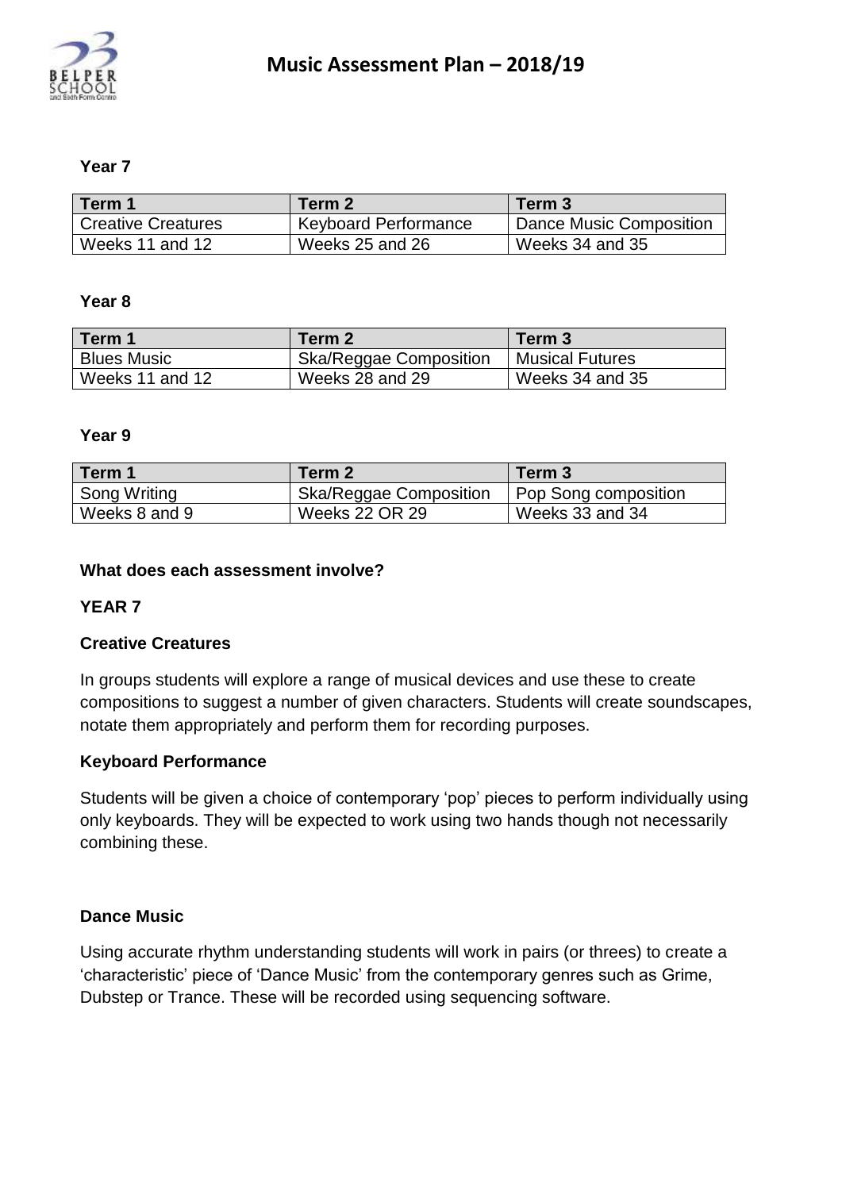# Music Assessment Plan – 2018/19

**Year 7**

| Term 1 | Term 2 | Term 3 |
|---|---|---|
| Creative Creatures | Keyboard Performance | Dance Music Composition |
| Weeks 11 and 12 | Weeks 25 and 26 | Weeks 34 and 35 |

**Year 8**

| Term 1 | Term 2 | Term 3 |
|---|---|---|
| Blues Music | Ska/Reggae Composition | Musical Futures |
| Weeks 11 and 12 | Weeks 28 and 29 | Weeks 34 and 35 |

**Year 9**

| Term 1 | Term 2 | Term 3 |
|---|---|---|
| Song Writing | Ska/Reggae Composition | Pop Song composition |
| Weeks 8 and 9 | Weeks 22 OR 29 | Weeks 33 and 34 |

**What does each assessment involve?**

**YEAR 7**

**Creative Creatures**

In groups students will explore a range of musical devices and use these to create compositions to suggest a number of given characters. Students will create soundscapes, notate them appropriately and perform them for recording purposes.

**Keyboard Performance**

Students will be given a choice of contemporary 'pop' pieces to perform individually using only keyboards. They will be expected to work using two hands though not necessarily combining these.

**Dance Music**

Using accurate rhythm understanding students will work in pairs (or threes) to create a 'characteristic' piece of 'Dance Music' from the contemporary genres such as Grime, Dubstep or Trance. These will be recorded using sequencing software.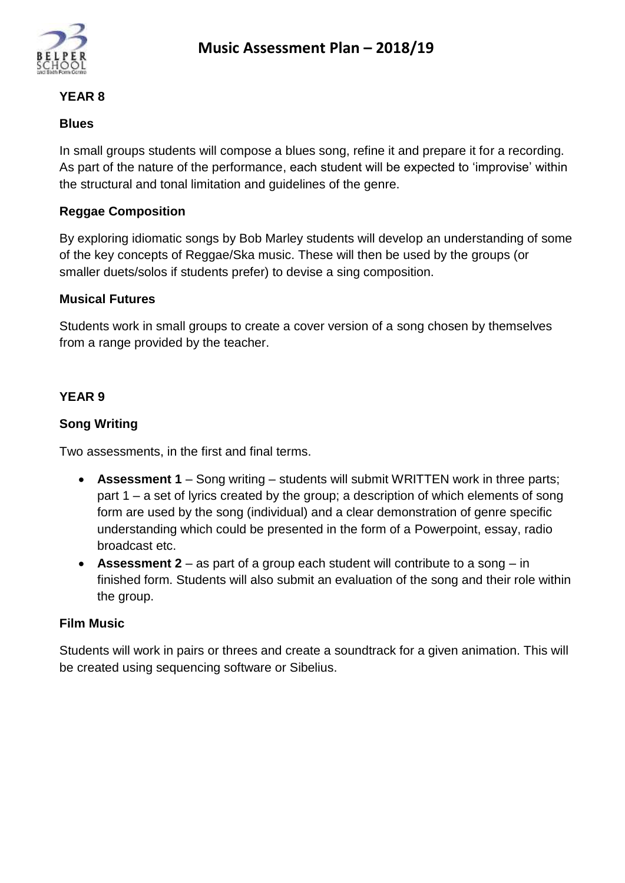# Music Assessment Plan – 2018/19

## YEAR 8

### Blues

In small groups students will compose a blues song, refine it and prepare it for a recording. As part of the nature of the performance, each student will be expected to 'improvise' within the structural and tonal limitation and guidelines of the genre.

### Reggae Composition

By exploring idiomatic songs by Bob Marley students will develop an understanding of some of the key concepts of Reggae/Ska music. These will then be used by the groups (or smaller duets/solos if students prefer) to devise a sing composition.

### Musical Futures

Students work in small groups to create a cover version of a song chosen by themselves from a range provided by the teacher.

## YEAR 9

### Song Writing

Two assessments, in the first and final terms.

- **Assessment 1** – Song writing – students will submit WRITTEN work in three parts; part 1 – a set of lyrics created by the group; a description of which elements of song form are used by the song (individual) and a clear demonstration of genre specific understanding which could be presented in the form of a Powerpoint, essay, radio broadcast etc.
- **Assessment 2** – as part of a group each student will contribute to a song – in finished form. Students will also submit an evaluation of the song and their role within the group.

### Film Music

Students will work in pairs or threes and create a soundtrack for a given animation. This will be created using sequencing software or Sibelius.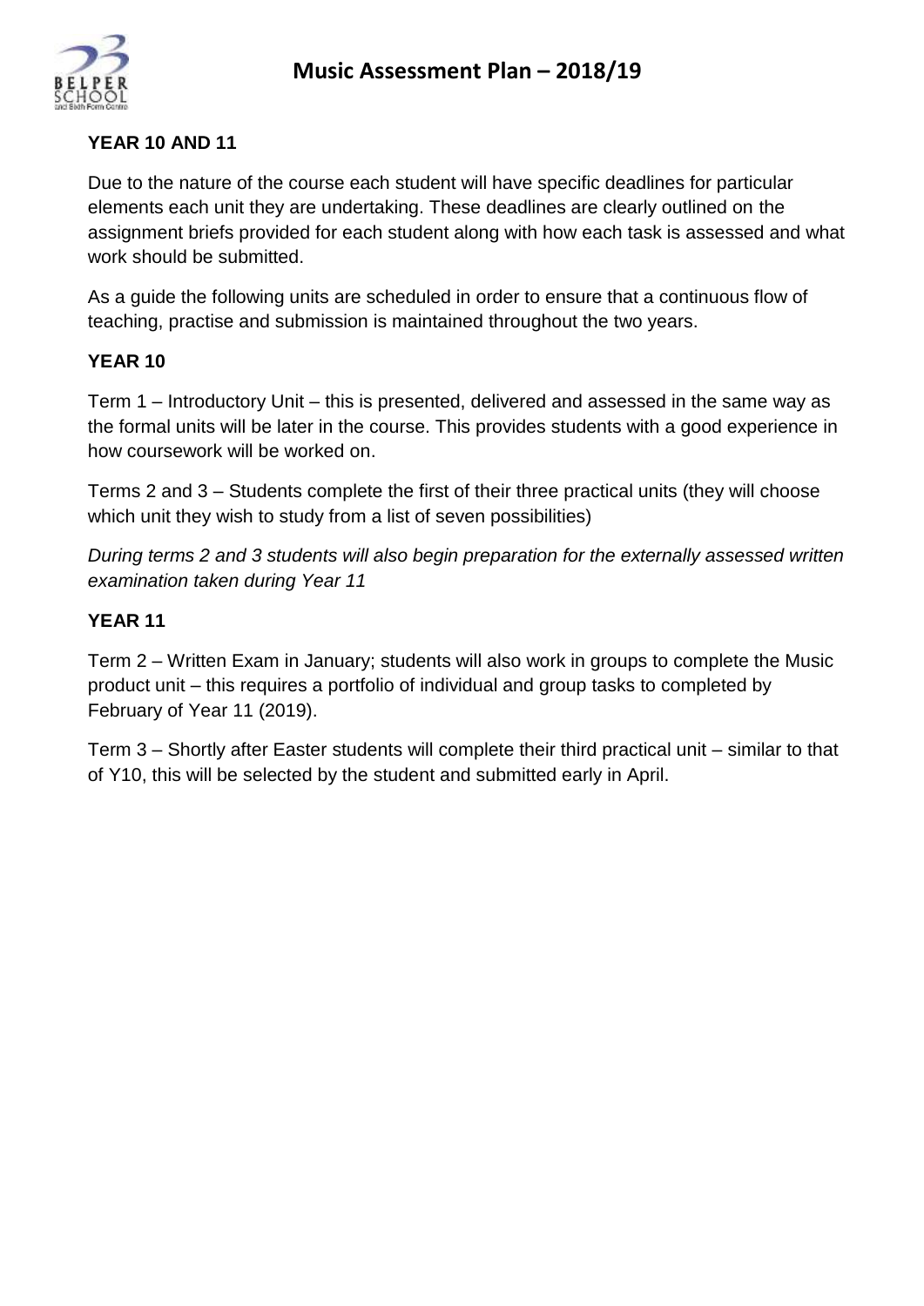# Music Assessment Plan – 2018/19

**YEAR 10 AND 11**

Due to the nature of the course each student will have specific deadlines for particular elements each unit they are undertaking. These deadlines are clearly outlined on the assignment briefs provided for each student along with how each task is assessed and what work should be submitted.

As a guide the following units are scheduled in order to ensure that a continuous flow of teaching, practise and submission is maintained throughout the two years.

**YEAR 10**

Term 1 – Introductory Unit – this is presented, delivered and assessed in the same way as the formal units will be later in the course. This provides students with a good experience in how coursework will be worked on.

Terms 2 and 3 – Students complete the first of their three practical units (they will choose which unit they wish to study from a list of seven possibilities)

*During terms 2 and 3 students will also begin preparation for the externally assessed written examination taken during Year 11*

**YEAR 11**

Term 2 – Written Exam in January; students will also work in groups to complete the Music product unit – this requires a portfolio of individual and group tasks to completed by February of Year 11 (2019).

Term 3 – Shortly after Easter students will complete their third practical unit – similar to that of Y10, this will be selected by the student and submitted early in April.